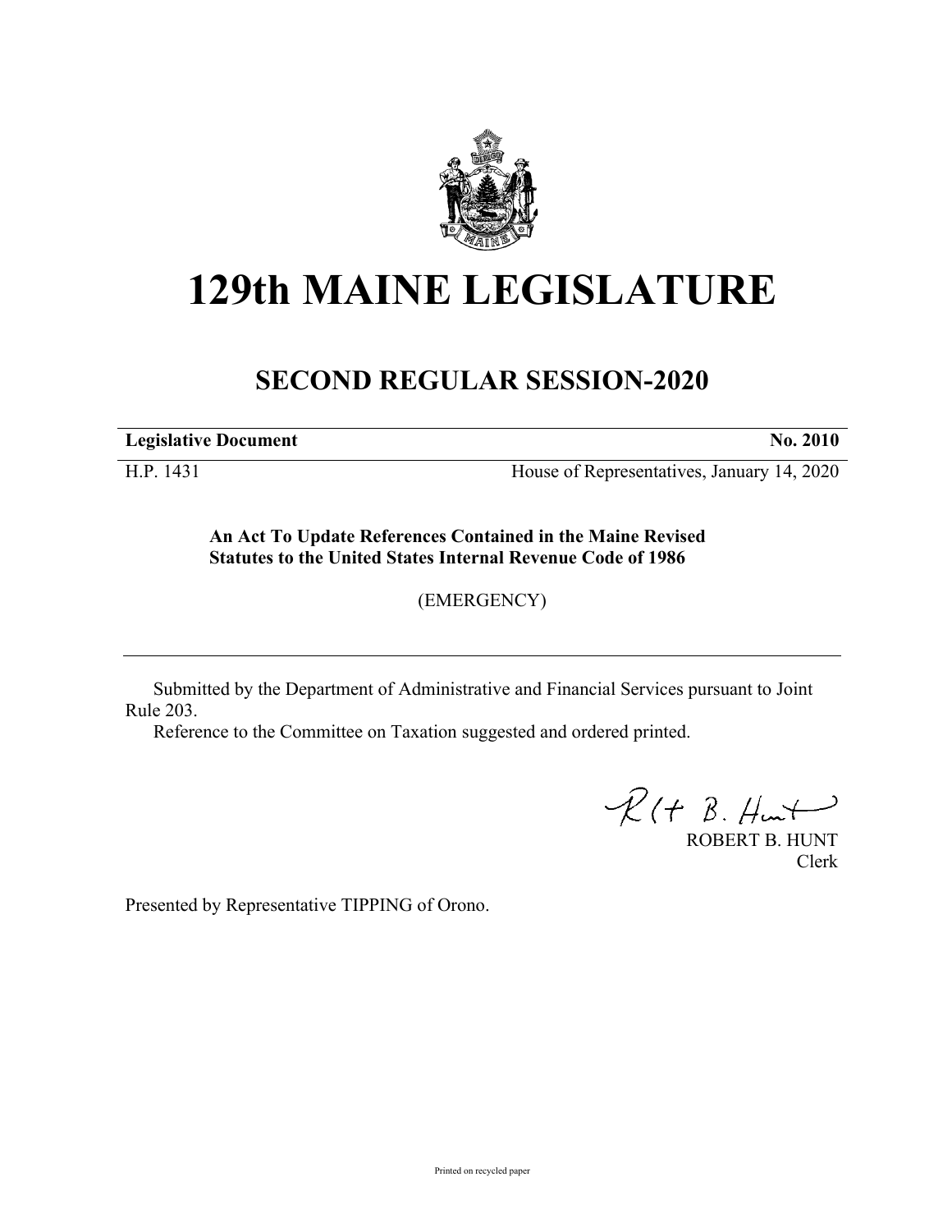# 129th MAINE LEGISLATURE

## SECOND REGULAR SESSION-2020

| **Legislative Document** | **No. 2010** |
|---|---|
| H.P. 1431 | House of Representatives, January 14, 2020 |

**An Act To Update References Contained in the Maine Revised Statutes to the United States Internal Revenue Code of 1986**

(EMERGENCY)

Submitted by the Department of Administrative and Financial Services pursuant to Joint Rule 203.

Reference to the Committee on Taxation suggested and ordered printed.

ROBERT B. HUNT
Clerk

Presented by Representative TIPPING of Orono.

Printed on recycled paper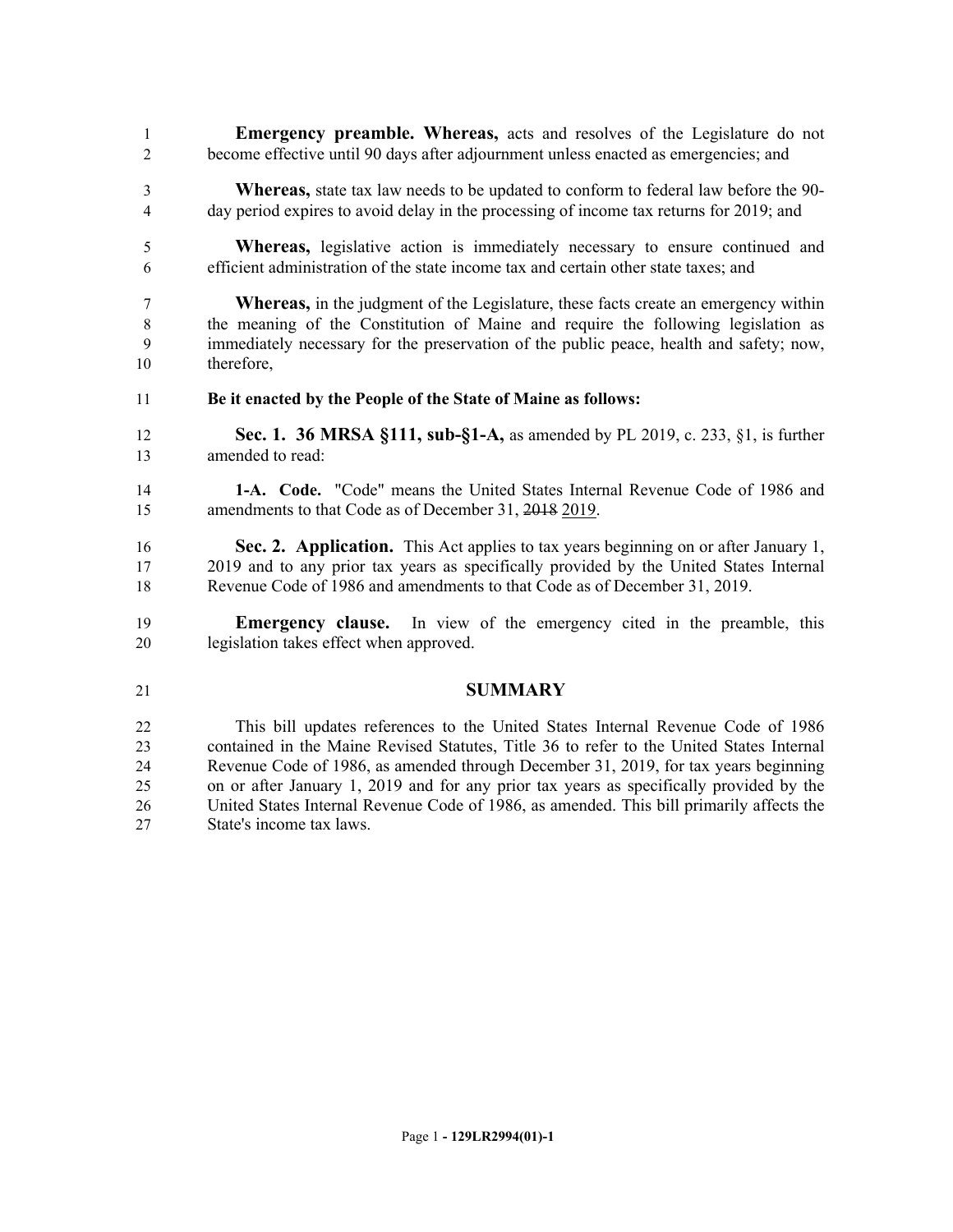**Emergency preamble. Whereas,** acts and resolves of the Legislature do not become effective until 90 days after adjournment unless enacted as emergencies; and

**Whereas,** state tax law needs to be updated to conform to federal law before the 90-day period expires to avoid delay in the processing of income tax returns for 2019; and

**Whereas,** legislative action is immediately necessary to ensure continued and efficient administration of the state income tax and certain other state taxes; and

**Whereas,** in the judgment of the Legislature, these facts create an emergency within the meaning of the Constitution of Maine and require the following legislation as immediately necessary for the preservation of the public peace, health and safety; now, therefore,

**Be it enacted by the People of the State of Maine as follows:**

**Sec. 1. 36 MRSA §111, sub-§1-A,** as amended by PL 2019, c. 233, §1, is further amended to read:

**1-A. Code.** "Code" means the United States Internal Revenue Code of 1986 and amendments to that Code as of December 31, ~~2018~~ 2019.

**Sec. 2. Application.** This Act applies to tax years beginning on or after January 1, 2019 and to any prior tax years as specifically provided by the United States Internal Revenue Code of 1986 and amendments to that Code as of December 31, 2019.

**Emergency clause.** In view of the emergency cited in the preamble, this legislation takes effect when approved.

## SUMMARY

This bill updates references to the United States Internal Revenue Code of 1986 contained in the Maine Revised Statutes, Title 36 to refer to the United States Internal Revenue Code of 1986, as amended through December 31, 2019, for tax years beginning on or after January 1, 2019 and for any prior tax years as specifically provided by the United States Internal Revenue Code of 1986, as amended. This bill primarily affects the State's income tax laws.